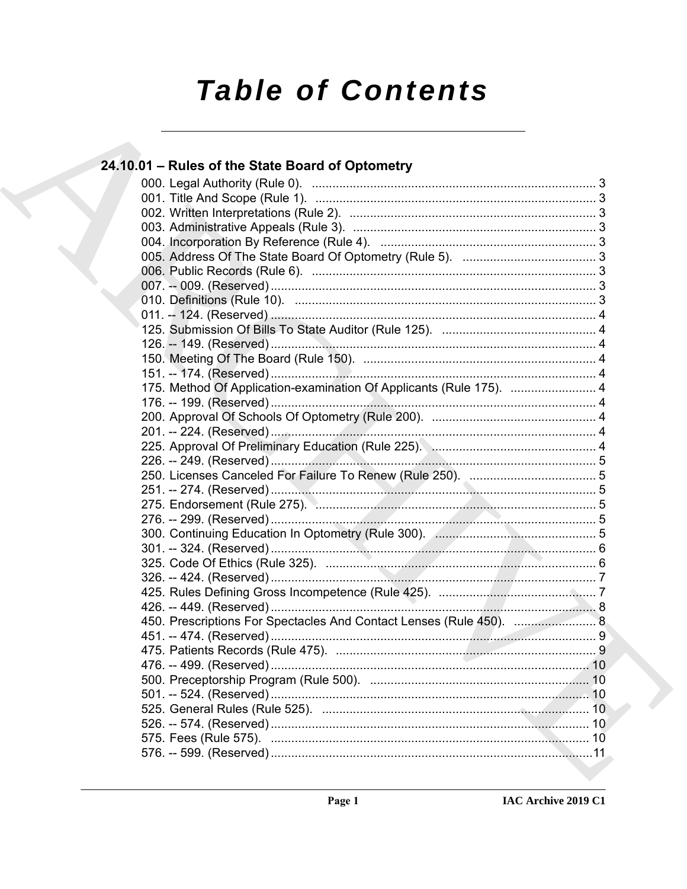# Table of Contents

## 24.10.01 – Rules of the State Board of Optometry

000. Legal Authority (Rule 0). ... 3
001. Title And Scope (Rule 1). ... 3
002. Written Interpretations (Rule 2). ... 3
003. Administrative Appeals (Rule 3). ... 3
004. Incorporation By Reference (Rule 4). ... 3
005. Address Of The State Board Of Optometry (Rule 5). ... 3
006. Public Records (Rule 6). ... 3
007. -- 009. (Reserved) ... 3
010. Definitions (Rule 10). ... 3
011. -- 124. (Reserved) ... 4
125. Submission Of Bills To State Auditor (Rule 125). ... 4
126. -- 149. (Reserved) ... 4
150. Meeting Of The Board (Rule 150). ... 4
151. -- 174. (Reserved) ... 4
175. Method Of Application-examination Of Applicants (Rule 175). ... 4
176. -- 199. (Reserved) ... 4
200. Approval Of Schools Of Optometry (Rule 200). ... 4
201. -- 224. (Reserved) ... 4
225. Approval Of Preliminary Education (Rule 225). ... 4
226. -- 249. (Reserved) ... 5
250. Licenses Canceled For Failure To Renew (Rule 250). ... 5
251. -- 274. (Reserved) ... 5
275. Endorsement (Rule 275). ... 5
276. -- 299. (Reserved) ... 5
300. Continuing Education In Optometry (Rule 300). ... 5
301. -- 324. (Reserved) ... 6
325. Code Of Ethics (Rule 325). ... 6
326. -- 424. (Reserved) ... 7
425. Rules Defining Gross Incompetence (Rule 425). ... 7
426. -- 449. (Reserved) ... 8
450. Prescriptions For Spectacles And Contact Lenses (Rule 450). ... 8
451. -- 474. (Reserved) ... 9
475. Patients Records (Rule 475). ... 9
476. -- 499. (Reserved) ... 10
500. Preceptorship Program (Rule 500). ... 10
501. -- 524. (Reserved) ... 10
525. General Rules (Rule 525). ... 10
526. -- 574. (Reserved) ... 10
575. Fees (Rule 575). ... 10
576. -- 599. (Reserved) ... 11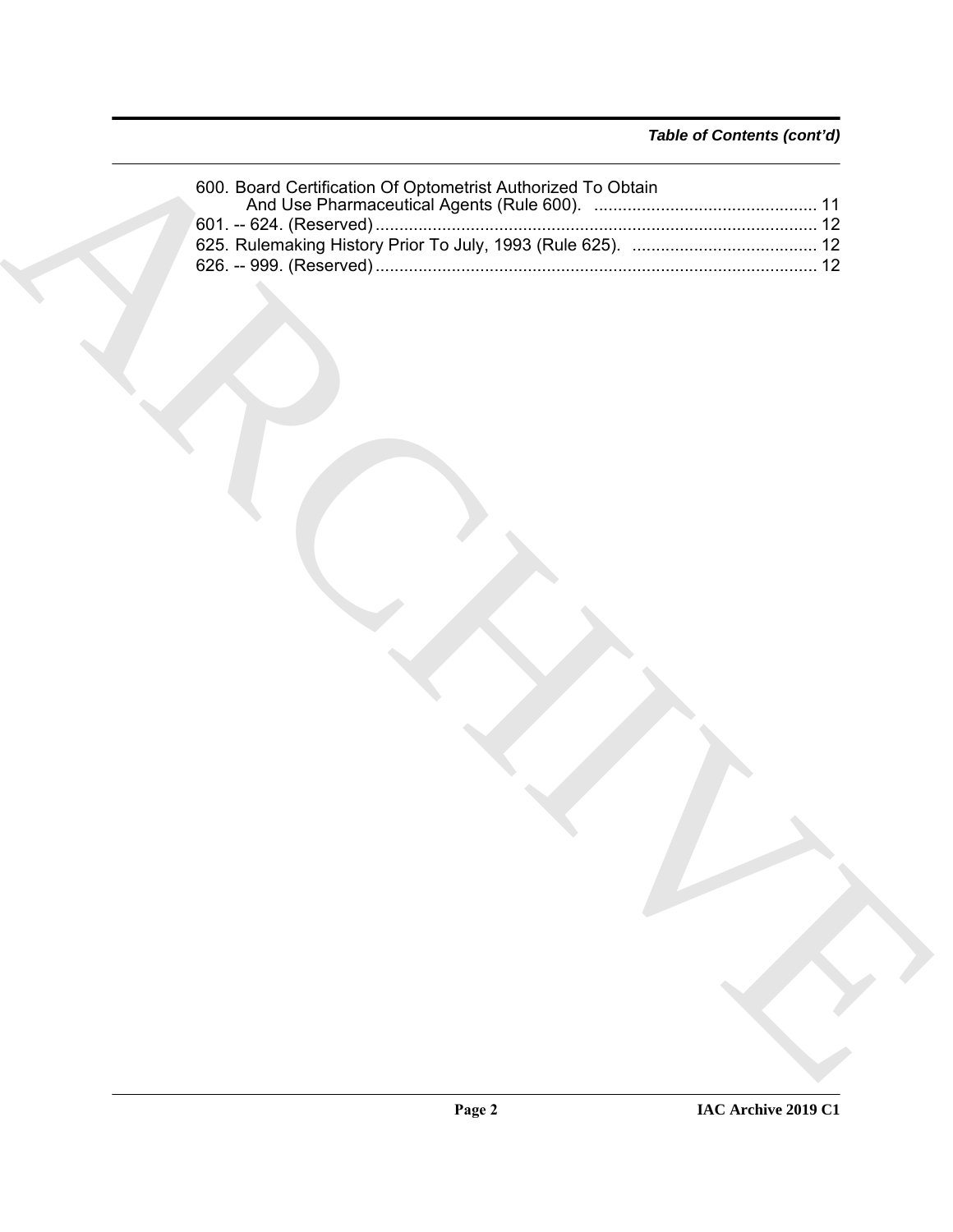*Table of Contents (cont'd)*

600. Board Certification Of Optometrist Authorized To Obtain And Use Pharmaceutical Agents (Rule 600). ............................................... 11
601. -- 624. (Reserved) ............................................................................................ 12
625. Rulemaking History Prior To July, 1993 (Rule 625). ....................................... 12
626. -- 999. (Reserved) ............................................................................................ 12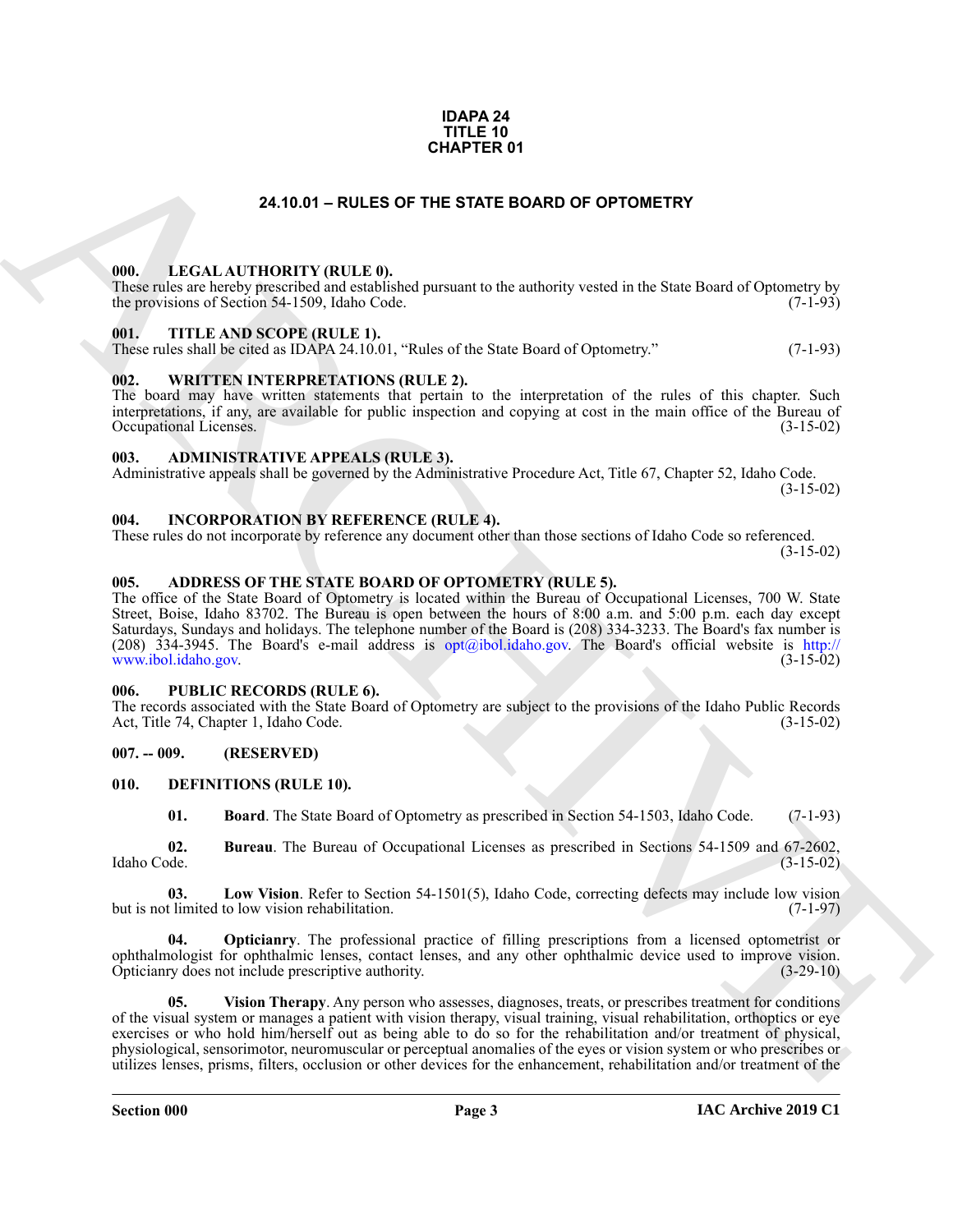**IDAPA 24**
**TITLE 10**
**CHAPTER 01**

# 24.10.01 – RULES OF THE STATE BOARD OF OPTOMETRY

### 000. LEGAL AUTHORITY (RULE 0).

These rules are hereby prescribed and established pursuant to the authority vested in the State Board of Optometry by the provisions of Section 54-1509, Idaho Code. (7-1-93)

### 001. TITLE AND SCOPE (RULE 1).

These rules shall be cited as IDAPA 24.10.01, "Rules of the State Board of Optometry." (7-1-93)

### 002. WRITTEN INTERPRETATIONS (RULE 2).

The board may have written statements that pertain to the interpretation of the rules of this chapter. Such interpretations, if any, are available for public inspection and copying at cost in the main office of the Bureau of Occupational Licenses. (3-15-02)

### 003. ADMINISTRATIVE APPEALS (RULE 3).

Administrative appeals shall be governed by the Administrative Procedure Act, Title 67, Chapter 52, Idaho Code. (3-15-02)

### 004. INCORPORATION BY REFERENCE (RULE 4).

These rules do not incorporate by reference any document other than those sections of Idaho Code so referenced. (3-15-02)

### 005. ADDRESS OF THE STATE BOARD OF OPTOMETRY (RULE 5).

The office of the State Board of Optometry is located within the Bureau of Occupational Licenses, 700 W. State Street, Boise, Idaho 83702. The Bureau is open between the hours of 8:00 a.m. and 5:00 p.m. each day except Saturdays, Sundays and holidays. The telephone number of the Board is (208) 334-3233. The Board's fax number is (208) 334-3945. The Board's e-mail address is opt@ibol.idaho.gov. The Board's official website is http://www.ibol.idaho.gov. (3-15-02)

### 006. PUBLIC RECORDS (RULE 6).

The records associated with the State Board of Optometry are subject to the provisions of the Idaho Public Records Act, Title 74, Chapter 1, Idaho Code. (3-15-02)

### 007. -- 009. (RESERVED)

### 010. DEFINITIONS (RULE 10).

**01. Board**. The State Board of Optometry as prescribed in Section 54-1503, Idaho Code. (7-1-93)

**02. Bureau**. The Bureau of Occupational Licenses as prescribed in Sections 54-1509 and 67-2602, Idaho Code. (3-15-02)

**03. Low Vision**. Refer to Section 54-1501(5), Idaho Code, correcting defects may include low vision but is not limited to low vision rehabilitation. (7-1-97)

**04. Opticianry**. The professional practice of filling prescriptions from a licensed optometrist or ophthalmologist for ophthalmic lenses, contact lenses, and any other ophthalmic device used to improve vision. Opticianry does not include prescriptive authority. (3-29-10)

**05. Vision Therapy**. Any person who assesses, diagnoses, treats, or prescribes treatment for conditions of the visual system or manages a patient with vision therapy, visual training, visual rehabilitation, orthoptics or eye exercises or who hold him/herself out as being able to do so for the rehabilitation and/or treatment of physical, physiological, sensorimotor, neuromuscular or perceptual anomalies of the eyes or vision system or who prescribes or utilizes lenses, prisms, filters, occlusion or other devices for the enhancement, rehabilitation and/or treatment of the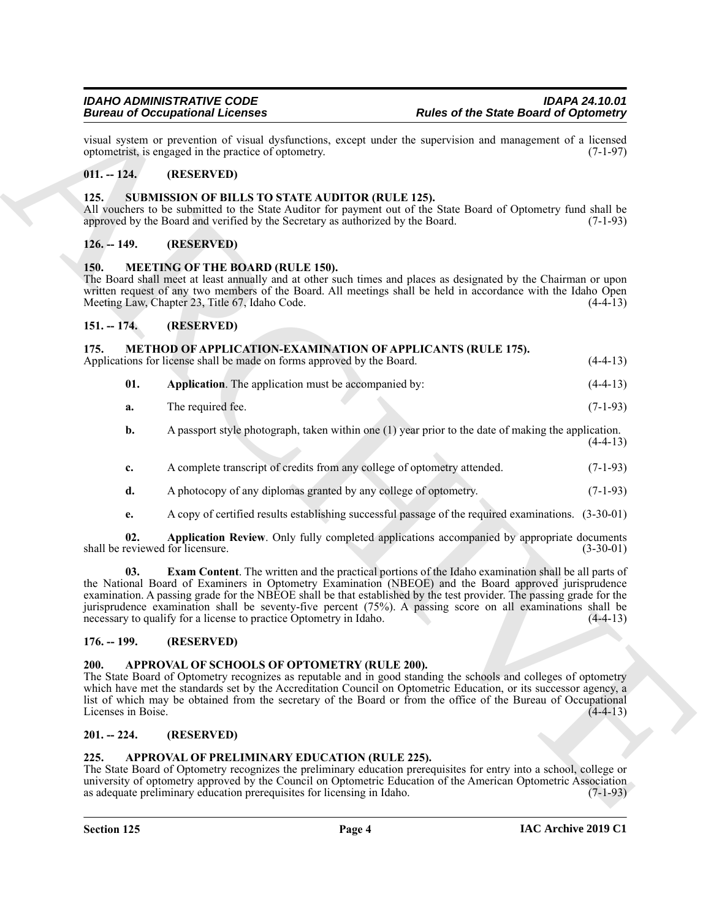visual system or prevention of visual dysfunctions, except under the supervision and management of a licensed optometrist, is engaged in the practice of optometry. (7-1-97)

## 011. -- 124. (RESERVED)

## 125. SUBMISSION OF BILLS TO STATE AUDITOR (RULE 125).

All vouchers to be submitted to the State Auditor for payment out of the State Board of Optometry fund shall be approved by the Board and verified by the Secretary as authorized by the Board. (7-1-93)

## 126. -- 149. (RESERVED)

## 150. MEETING OF THE BOARD (RULE 150).

The Board shall meet at least annually and at other such times and places as designated by the Chairman or upon written request of any two members of the Board. All meetings shall be held in accordance with the Idaho Open Meeting Law, Chapter 23, Title 67, Idaho Code. (4-4-13)

## 151. -- 174. (RESERVED)

## 175. METHOD OF APPLICATION-EXAMINATION OF APPLICANTS (RULE 175).

Applications for license shall be made on forms approved by the Board. (4-4-13)

**01. Application**. The application must be accompanied by: (4-4-13)

a. The required fee. (7-1-93)

b. A passport style photograph, taken within one (1) year prior to the date of making the application. (4-4-13)

c. A complete transcript of credits from any college of optometry attended. (7-1-93)

d. A photocopy of any diplomas granted by any college of optometry. (7-1-93)

e. A copy of certified results establishing successful passage of the required examinations. (3-30-01)

**02. Application Review**. Only fully completed applications accompanied by appropriate documents shall be reviewed for licensure. (3-30-01)

**03. Exam Content**. The written and the practical portions of the Idaho examination shall be all parts of the National Board of Examiners in Optometry Examination (NBEOE) and the Board approved jurisprudence examination. A passing grade for the NBEOE shall be that established by the test provider. The passing grade for the jurisprudence examination shall be seventy-five percent (75%). A passing score on all examinations shall be necessary to qualify for a license to practice Optometry in Idaho. (4-4-13)

## 176. -- 199. (RESERVED)

## 200. APPROVAL OF SCHOOLS OF OPTOMETRY (RULE 200).

The State Board of Optometry recognizes as reputable and in good standing the schools and colleges of optometry which have met the standards set by the Accreditation Council on Optometric Education, or its successor agency, a list of which may be obtained from the secretary of the Board or from the office of the Bureau of Occupational Licenses in Boise. (4-4-13)

## 201. -- 224. (RESERVED)

## 225. APPROVAL OF PRELIMINARY EDUCATION (RULE 225).

The State Board of Optometry recognizes the preliminary education prerequisites for entry into a school, college or university of optometry approved by the Council on Optometric Education of the American Optometric Association as adequate preliminary education prerequisites for licensing in Idaho. (7-1-93)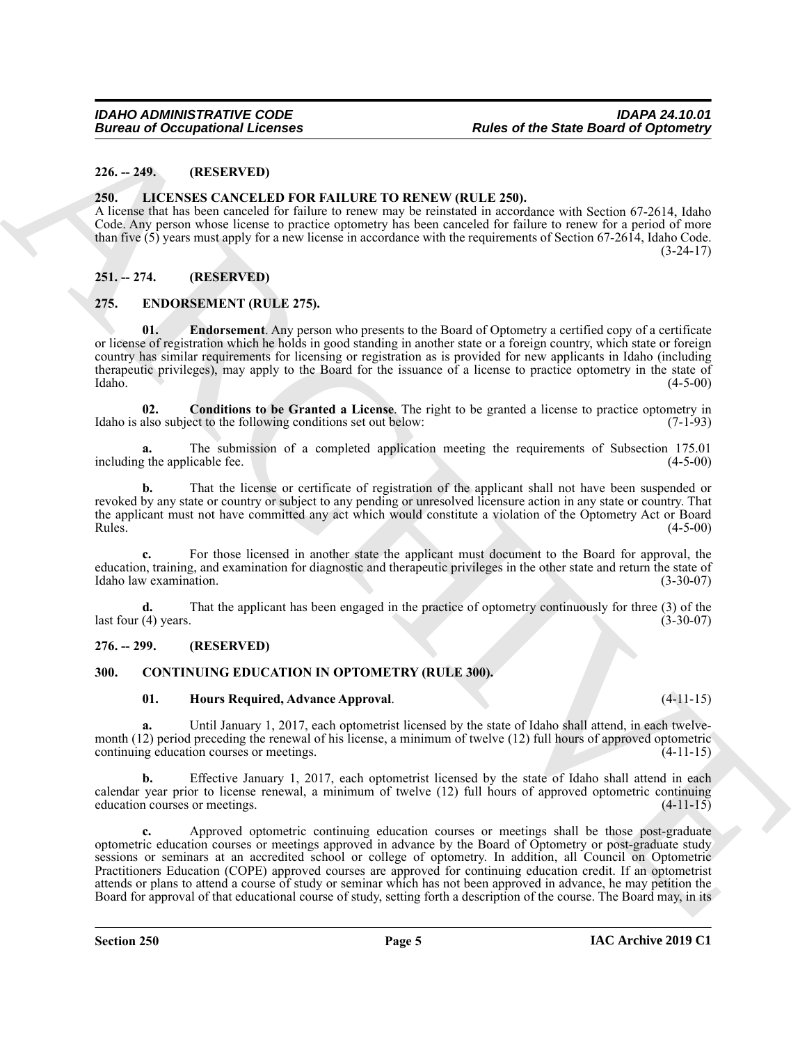**226. -- 249. (RESERVED)**

**250. LICENSES CANCELED FOR FAILURE TO RENEW (RULE 250).**

A license that has been canceled for failure to renew may be reinstated in accordance with Section 67-2614, Idaho Code. Any person whose license to practice optometry has been canceled for failure to renew for a period of more than five (5) years must apply for a new license in accordance with the requirements of Section 67-2614, Idaho Code. (3-24-17)

**251. -- 274. (RESERVED)**

**275. ENDORSEMENT (RULE 275).**

**01. Endorsement**. Any person who presents to the Board of Optometry a certified copy of a certificate or license of registration which he holds in good standing in another state or a foreign country, which state or foreign country has similar requirements for licensing or registration as is provided for new applicants in Idaho (including therapeutic privileges), may apply to the Board for the issuance of a license to practice optometry in the state of Idaho. (4-5-00)

**02. Conditions to be Granted a License**. The right to be granted a license to practice optometry in Idaho is also subject to the following conditions set out below: (7-1-93)

**a.** The submission of a completed application meeting the requirements of Subsection 175.01 including the applicable fee. (4-5-00)

**b.** That the license or certificate of registration of the applicant shall not have been suspended or revoked by any state or country or subject to any pending or unresolved licensure action in any state or country. That the applicant must not have committed any act which would constitute a violation of the Optometry Act or Board Rules. (4-5-00)

**c.** For those licensed in another state the applicant must document to the Board for approval, the education, training, and examination for diagnostic and therapeutic privileges in the other state and return the state of Idaho law examination. (3-30-07)

**d.** That the applicant has been engaged in the practice of optometry continuously for three (3) of the last four (4) years. (3-30-07)

**276. -- 299. (RESERVED)**

**300. CONTINUING EDUCATION IN OPTOMETRY (RULE 300).**

**01. Hours Required, Advance Approval**. (4-11-15)

**a.** Until January 1, 2017, each optometrist licensed by the state of Idaho shall attend, in each twelve-month (12) period preceding the renewal of his license, a minimum of twelve (12) full hours of approved optometric continuing education courses or meetings. (4-11-15)

**b.** Effective January 1, 2017, each optometrist licensed by the state of Idaho shall attend in each calendar year prior to license renewal, a minimum of twelve (12) full hours of approved optometric continuing education courses or meetings. (4-11-15)

**c.** Approved optometric continuing education courses or meetings shall be those post-graduate optometric education courses or meetings approved in advance by the Board of Optometry or post-graduate study sessions or seminars at an accredited school or college of optometry. In addition, all Council on Optometric Practitioners Education (COPE) approved courses are approved for continuing education credit. If an optometrist attends or plans to attend a course of study or seminar which has not been approved in advance, he may petition the Board for approval of that educational course of study, setting forth a description of the course. The Board may, in its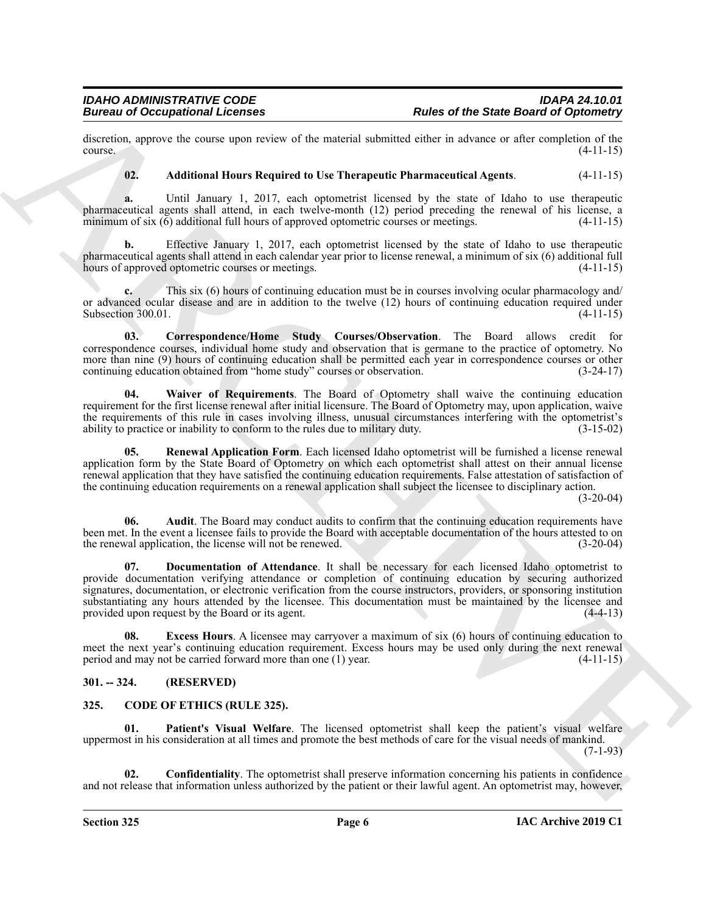discretion, approve the course upon review of the material submitted either in advance or after completion of the course. (4-11-15)

**02. Additional Hours Required to Use Therapeutic Pharmaceutical Agents**. (4-11-15)

**a.** Until January 1, 2017, each optometrist licensed by the state of Idaho to use therapeutic pharmaceutical agents shall attend, in each twelve-month (12) period preceding the renewal of his license, a minimum of six (6) additional full hours of approved optometric courses or meetings. (4-11-15)

**b.** Effective January 1, 2017, each optometrist licensed by the state of Idaho to use therapeutic pharmaceutical agents shall attend in each calendar year prior to license renewal, a minimum of six (6) additional full hours of approved optometric courses or meetings. (4-11-15)

**c.** This six (6) hours of continuing education must be in courses involving ocular pharmacology and/or advanced ocular disease and are in addition to the twelve (12) hours of continuing education required under Subsection 300.01. (4-11-15)

**03. Correspondence/Home Study Courses/Observation**. The Board allows credit for correspondence courses, individual home study and observation that is germane to the practice of optometry. No more than nine (9) hours of continuing education shall be permitted each year in correspondence courses or other continuing education obtained from "home study" courses or observation. (3-24-17)

**04. Waiver of Requirements**. The Board of Optometry shall waive the continuing education requirement for the first license renewal after initial licensure. The Board of Optometry may, upon application, waive the requirements of this rule in cases involving illness, unusual circumstances interfering with the optometrist's ability to practice or inability to conform to the rules due to military duty. (3-15-02)

**05. Renewal Application Form**. Each licensed Idaho optometrist will be furnished a license renewal application form by the State Board of Optometry on which each optometrist shall attest on their annual license renewal application that they have satisfied the continuing education requirements. False attestation of satisfaction of the continuing education requirements on a renewal application shall subject the licensee to disciplinary action. (3-20-04)

**06. Audit**. The Board may conduct audits to confirm that the continuing education requirements have been met. In the event a licensee fails to provide the Board with acceptable documentation of the hours attested to on the renewal application, the license will not be renewed. (3-20-04)

**07. Documentation of Attendance**. It shall be necessary for each licensed Idaho optometrist to provide documentation verifying attendance or completion of continuing education by securing authorized signatures, documentation, or electronic verification from the course instructors, providers, or sponsoring institution substantiating any hours attended by the licensee. This documentation must be maintained by the licensee and provided upon request by the Board or its agent. (4-4-13)

**08. Excess Hours**. A licensee may carryover a maximum of six (6) hours of continuing education to meet the next year's continuing education requirement. Excess hours may be used only during the next renewal period and may not be carried forward more than one (1) year. (4-11-15)

## 301. -- 324. (RESERVED)

## 325. CODE OF ETHICS (RULE 325).

**01. Patient's Visual Welfare**. The licensed optometrist shall keep the patient's visual welfare uppermost in his consideration at all times and promote the best methods of care for the visual needs of mankind. (7-1-93)

**02. Confidentiality**. The optometrist shall preserve information concerning his patients in confidence and not release that information unless authorized by the patient or their lawful agent. An optometrist may, however,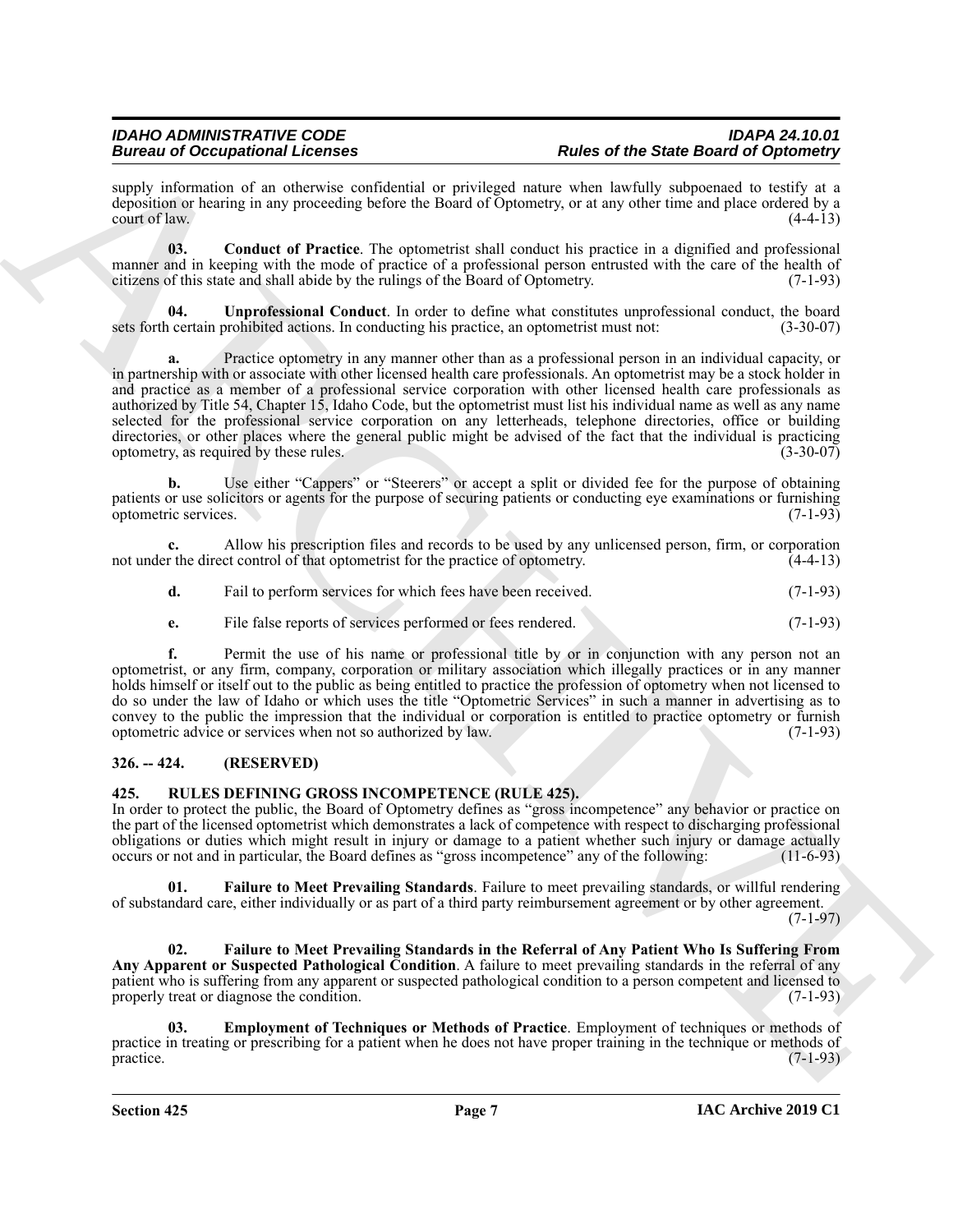supply information of an otherwise confidential or privileged nature when lawfully subpoenaed to testify at a deposition or hearing in any proceeding before the Board of Optometry, or at any other time and place ordered by a court of law. (4-4-13)

**03. Conduct of Practice**. The optometrist shall conduct his practice in a dignified and professional manner and in keeping with the mode of practice of a professional person entrusted with the care of the health of citizens of this state and shall abide by the rulings of the Board of Optometry. (7-1-93)

**04. Unprofessional Conduct**. In order to define what constitutes unprofessional conduct, the board sets forth certain prohibited actions. In conducting his practice, an optometrist must not: (3-30-07)

**a.** Practice optometry in any manner other than as a professional person in an individual capacity, or in partnership with or associate with other licensed health care professionals. An optometrist may be a stock holder in and practice as a member of a professional service corporation with other licensed health care professionals as authorized by Title 54, Chapter 15, Idaho Code, but the optometrist must list his individual name as well as any name selected for the professional service corporation on any letterheads, telephone directories, office or building directories, or other places where the general public might be advised of the fact that the individual is practicing optometry, as required by these rules. (3-30-07)

**b.** Use either "Cappers" or "Steerers" or accept a split or divided fee for the purpose of obtaining patients or use solicitors or agents for the purpose of securing patients or conducting eye examinations or furnishing optometric services. (7-1-93)

**c.** Allow his prescription files and records to be used by any unlicensed person, firm, or corporation not under the direct control of that optometrist for the practice of optometry. (4-4-13)

**d.** Fail to perform services for which fees have been received. (7-1-93)

**e.** File false reports of services performed or fees rendered. (7-1-93)

**f.** Permit the use of his name or professional title by or in conjunction with any person not an optometrist, or any firm, company, corporation or military association which illegally practices or in any manner holds himself or itself out to the public as being entitled to practice the profession of optometry when not licensed to do so under the law of Idaho or which uses the title "Optometric Services" in such a manner in advertising as to convey to the public the impression that the individual or corporation is entitled to practice optometry or furnish optometric advice or services when not so authorized by law. (7-1-93)

## 326. -- 424. (RESERVED)

## 425. RULES DEFINING GROSS INCOMPETENCE (RULE 425).

In order to protect the public, the Board of Optometry defines as "gross incompetence" any behavior or practice on the part of the licensed optometrist which demonstrates a lack of competence with respect to discharging professional obligations or duties which might result in injury or damage to a patient whether such injury or damage actually occurs or not and in particular, the Board defines as "gross incompetence" any of the following: (11-6-93)

**01. Failure to Meet Prevailing Standards**. Failure to meet prevailing standards, or willful rendering of substandard care, either individually or as part of a third party reimbursement agreement or by other agreement. (7-1-97)

**02. Failure to Meet Prevailing Standards in the Referral of Any Patient Who Is Suffering From Any Apparent or Suspected Pathological Condition**. A failure to meet prevailing standards in the referral of any patient who is suffering from any apparent or suspected pathological condition to a person competent and licensed to properly treat or diagnose the condition. (7-1-93)

**03. Employment of Techniques or Methods of Practice**. Employment of techniques or methods of practice in treating or prescribing for a patient when he does not have proper training in the technique or methods of practice. (7-1-93)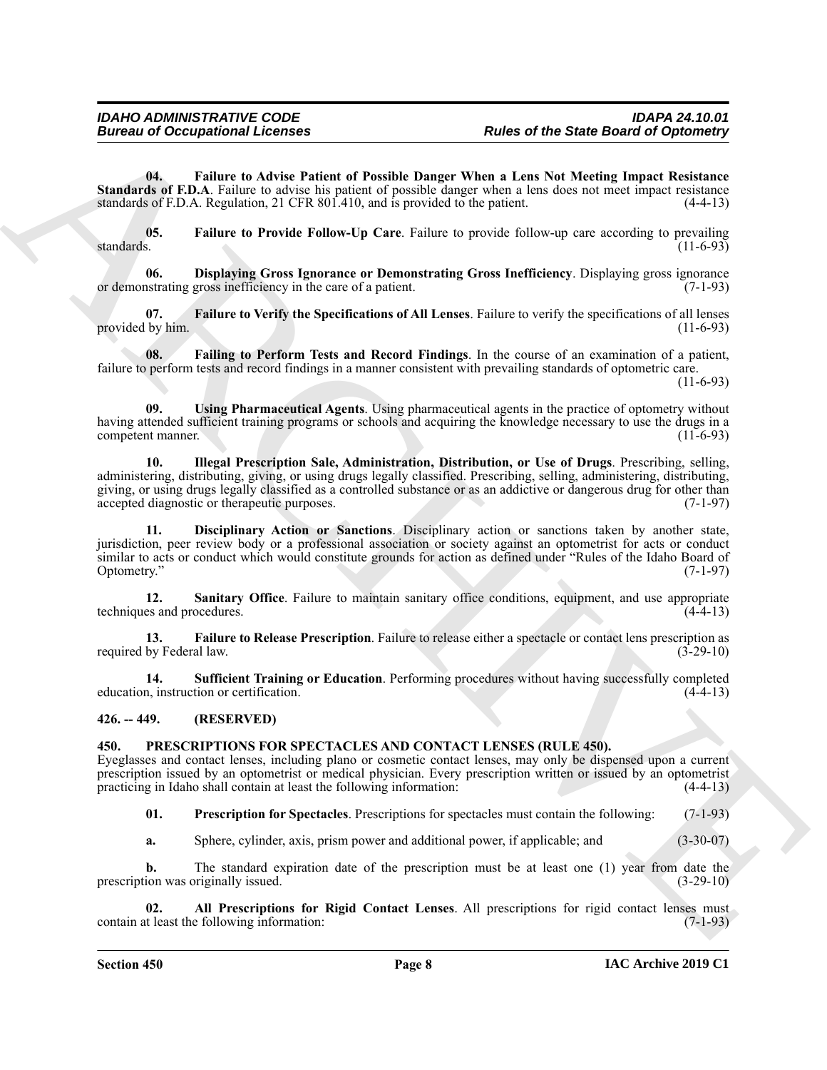**04. Failure to Advise Patient of Possible Danger When a Lens Not Meeting Impact Resistance Standards of F.D.A**. Failure to advise his patient of possible danger when a lens does not meet impact resistance standards of F.D.A. Regulation, 21 CFR 801.410, and is provided to the patient. (4-4-13)

**05. Failure to Provide Follow-Up Care**. Failure to provide follow-up care according to prevailing standards. (11-6-93)

**06. Displaying Gross Ignorance or Demonstrating Gross Inefficiency**. Displaying gross ignorance or demonstrating gross inefficiency in the care of a patient. (7-1-93)

**07. Failure to Verify the Specifications of All Lenses**. Failure to verify the specifications of all lenses provided by him. (11-6-93)

**08. Failing to Perform Tests and Record Findings**. In the course of an examination of a patient, failure to perform tests and record findings in a manner consistent with prevailing standards of optometric care. (11-6-93)

**09. Using Pharmaceutical Agents**. Using pharmaceutical agents in the practice of optometry without having attended sufficient training programs or schools and acquiring the knowledge necessary to use the drugs in a competent manner. (11-6-93)

**10. Illegal Prescription Sale, Administration, Distribution, or Use of Drugs**. Prescribing, selling, administering, distributing, giving, or using drugs legally classified. Prescribing, selling, administering, distributing, giving, or using drugs legally classified as a controlled substance or as an addictive or dangerous drug for other than accepted diagnostic or therapeutic purposes. (7-1-97)

**11. Disciplinary Action or Sanctions**. Disciplinary action or sanctions taken by another state, jurisdiction, peer review body or a professional association or society against an optometrist for acts or conduct similar to acts or conduct which would constitute grounds for action as defined under "Rules of the Idaho Board of Optometry." (7-1-97)

**12. Sanitary Office**. Failure to maintain sanitary office conditions, equipment, and use appropriate techniques and procedures. (4-4-13)

**13. Failure to Release Prescription**. Failure to release either a spectacle or contact lens prescription as required by Federal law. (3-29-10)

**14. Sufficient Training or Education**. Performing procedures without having successfully completed education, instruction or certification. (4-4-13)

## 426. -- 449. (RESERVED)

## 450. PRESCRIPTIONS FOR SPECTACLES AND CONTACT LENSES (RULE 450).

Eyeglasses and contact lenses, including plano or cosmetic contact lenses, may only be dispensed upon a current prescription issued by an optometrist or medical physician. Every prescription written or issued by an optometrist practicing in Idaho shall contain at least the following information: (4-4-13)

**01. Prescription for Spectacles**. Prescriptions for spectacles must contain the following: (7-1-93)

**a.** Sphere, cylinder, axis, prism power and additional power, if applicable; and (3-30-07)

**b.** The standard expiration date of the prescription must be at least one (1) year from date the prescription was originally issued. (3-29-10)

**02. All Prescriptions for Rigid Contact Lenses**. All prescriptions for rigid contact lenses must contain at least the following information: (7-1-93)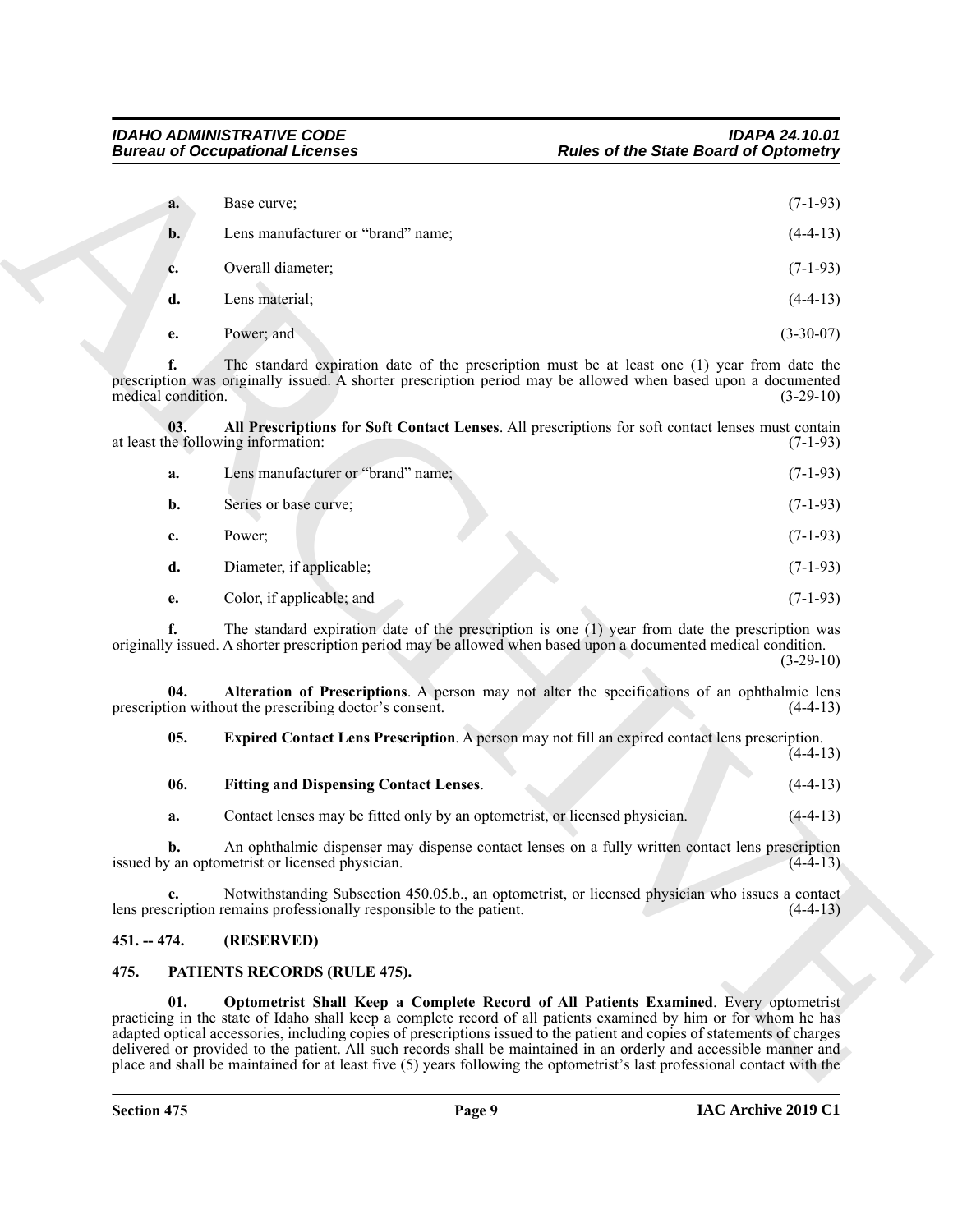**a.** Base curve; (7-1-93)

**b.** Lens manufacturer or "brand" name; (4-4-13)

**c.** Overall diameter; (7-1-93)

**d.** Lens material; (4-4-13)

**e.** Power; and (3-30-07)

**f.** The standard expiration date of the prescription must be at least one (1) year from date the prescription was originally issued. A shorter prescription period may be allowed when based upon a documented medical condition. (3-29-10)

**03. All Prescriptions for Soft Contact Lenses**. All prescriptions for soft contact lenses must contain at least the following information: (7-1-93)

**a.** Lens manufacturer or "brand" name; (7-1-93)

**b.** Series or base curve; (7-1-93)

**c.** Power; (7-1-93)

**d.** Diameter, if applicable; (7-1-93)

**e.** Color, if applicable; and (7-1-93)

**f.** The standard expiration date of the prescription is one (1) year from date the prescription was originally issued. A shorter prescription period may be allowed when based upon a documented medical condition. (3-29-10)

**04. Alteration of Prescriptions**. A person may not alter the specifications of an ophthalmic lens prescription without the prescribing doctor's consent. (4-4-13)

**05. Expired Contact Lens Prescription**. A person may not fill an expired contact lens prescription. (4-4-13)

**06. Fitting and Dispensing Contact Lenses**. (4-4-13)

**a.** Contact lenses may be fitted only by an optometrist, or licensed physician. (4-4-13)

**b.** An ophthalmic dispenser may dispense contact lenses on a fully written contact lens prescription issued by an optometrist or licensed physician. (4-4-13)

**c.** Notwithstanding Subsection 450.05.b., an optometrist, or licensed physician who issues a contact lens prescription remains professionally responsible to the patient. (4-4-13)

## 451. -- 474. (RESERVED)

## 475. PATIENTS RECORDS (RULE 475).

**01. Optometrist Shall Keep a Complete Record of All Patients Examined**. Every optometrist practicing in the state of Idaho shall keep a complete record of all patients examined by him or for whom he has adapted optical accessories, including copies of prescriptions issued to the patient and copies of statements of charges delivered or provided to the patient. All such records shall be maintained in an orderly and accessible manner and place and shall be maintained for at least five (5) years following the optometrist's last professional contact with the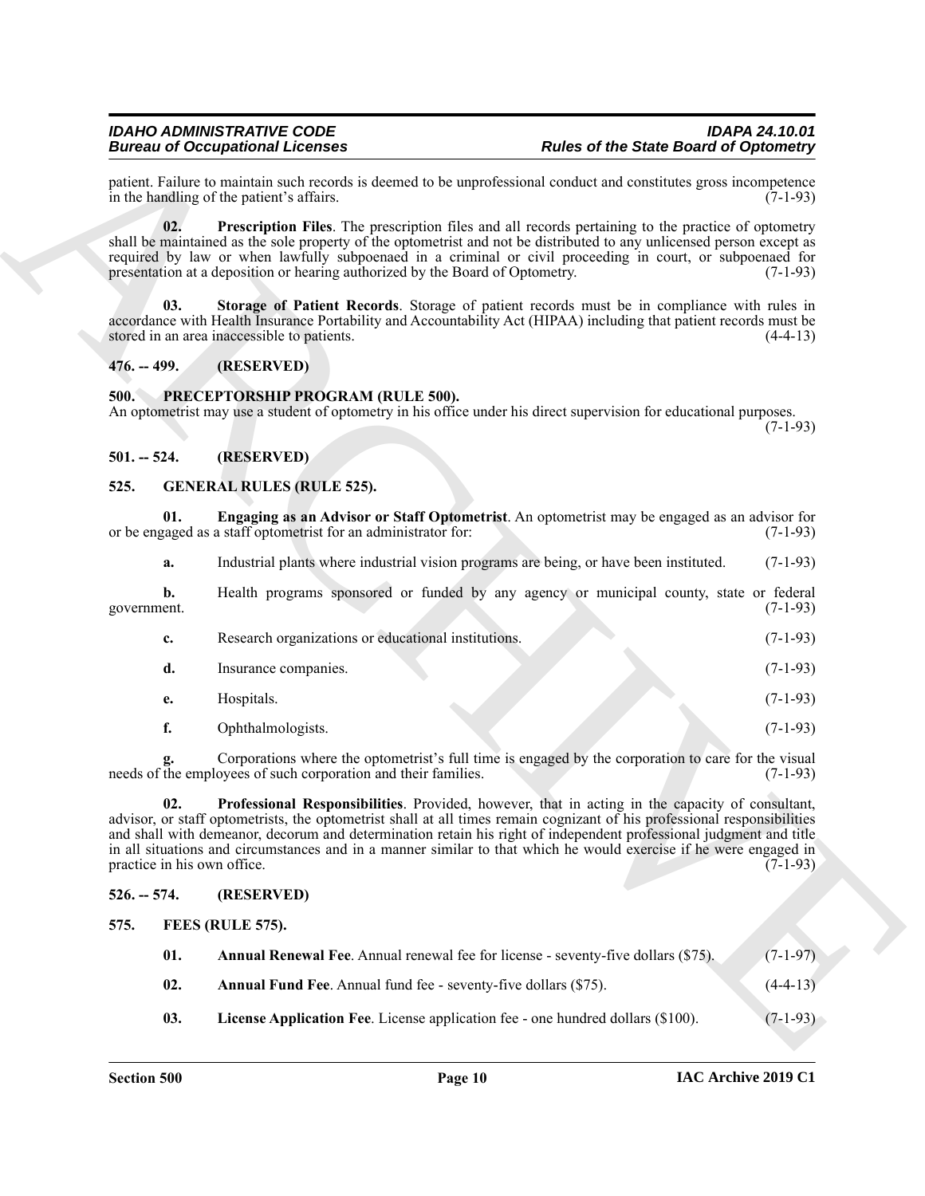patient. Failure to maintain such records is deemed to be unprofessional conduct and constitutes gross incompetence in the handling of the patient's affairs. (7-1-93)

**02. Prescription Files**. The prescription files and all records pertaining to the practice of optometry shall be maintained as the sole property of the optometrist and not be distributed to any unlicensed person except as required by law or when lawfully subpoenaed in a criminal or civil proceeding in court, or subpoenaed for presentation at a deposition or hearing authorized by the Board of Optometry. (7-1-93)

**03. Storage of Patient Records**. Storage of patient records must be in compliance with rules in accordance with Health Insurance Portability and Accountability Act (HIPAA) including that patient records must be stored in an area inaccessible to patients. (4-4-13)

## 476. -- 499. (RESERVED)

## 500. PRECEPTORSHIP PROGRAM (RULE 500).

An optometrist may use a student of optometry in his office under his direct supervision for educational purposes. (7-1-93)

## 501. -- 524. (RESERVED)

## 525. GENERAL RULES (RULE 525).

**01. Engaging as an Advisor or Staff Optometrist**. An optometrist may be engaged as an advisor for or be engaged as a staff optometrist for an administrator for: (7-1-93)

**a.** Industrial plants where industrial vision programs are being, or have been instituted. (7-1-93)

**b.** Health programs sponsored or funded by any agency or municipal county, state or federal government. (7-1-93)

**c.** Research organizations or educational institutions. (7-1-93)

**d.** Insurance companies. (7-1-93)

**e.** Hospitals. (7-1-93)

**f.** Ophthalmologists. (7-1-93)

**g.** Corporations where the optometrist's full time is engaged by the corporation to care for the visual needs of the employees of such corporation and their families. (7-1-93)

**02. Professional Responsibilities**. Provided, however, that in acting in the capacity of consultant, advisor, or staff optometrists, the optometrist shall at all times remain cognizant of his professional responsibilities and shall with demeanor, decorum and determination retain his right of independent professional judgment and title in all situations and circumstances and in a manner similar to that which he would exercise if he were engaged in practice in his own office. (7-1-93)

## 526. -- 574. (RESERVED)

## 575. FEES (RULE 575).

**01. Annual Renewal Fee**. Annual renewal fee for license - seventy-five dollars ($75). (7-1-97)

**02. Annual Fund Fee**. Annual fund fee - seventy-five dollars ($75). (4-4-13)

**03. License Application Fee**. License application fee - one hundred dollars ($100). (7-1-93)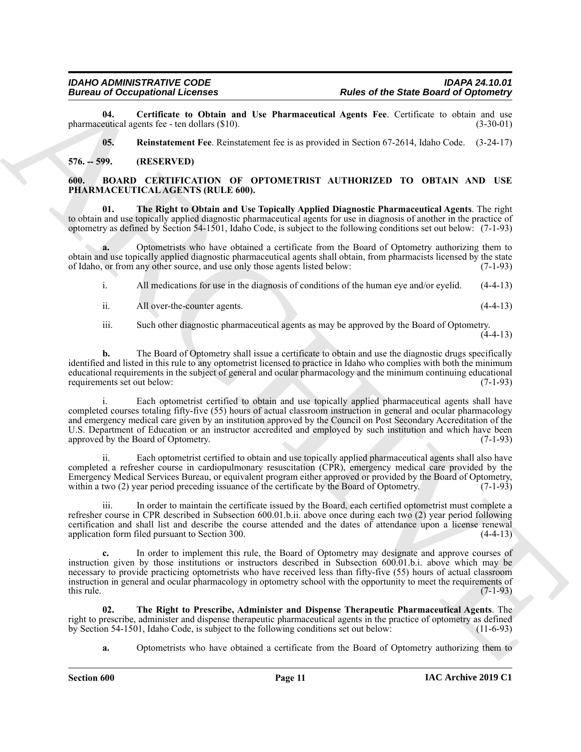**04. Certificate to Obtain and Use Pharmaceutical Agents Fee**. Certificate to obtain and use pharmaceutical agents fee - ten dollars ($10). (3-30-01)

**05. Reinstatement Fee**. Reinstatement fee is as provided in Section 67-2614, Idaho Code. (3-24-17)

**576. -- 599. (RESERVED)**

## 600. BOARD CERTIFICATION OF OPTOMETRIST AUTHORIZED TO OBTAIN AND USE PHARMACEUTICAL AGENTS (RULE 600).

**01. The Right to Obtain and Use Topically Applied Diagnostic Pharmaceutical Agents**. The right to obtain and use topically applied diagnostic pharmaceutical agents for use in diagnosis of another in the practice of optometry as defined by Section 54-1501, Idaho Code, is subject to the following conditions set out below: (7-1-93)

**a.** Optometrists who have obtained a certificate from the Board of Optometry authorizing them to obtain and use topically applied diagnostic pharmaceutical agents shall obtain, from pharmacists licensed by the state of Idaho, or from any other source, and use only those agents listed below: (7-1-93)

i. All medications for use in the diagnosis of conditions of the human eye and/or eyelid. (4-4-13)

ii. All over-the-counter agents. (4-4-13)

iii. Such other diagnostic pharmaceutical agents as may be approved by the Board of Optometry. (4-4-13)

**b.** The Board of Optometry shall issue a certificate to obtain and use the diagnostic drugs specifically identified and listed in this rule to any optometrist licensed to practice in Idaho who complies with both the minimum educational requirements in the subject of general and ocular pharmacology and the minimum continuing educational requirements set out below: (7-1-93)

i. Each optometrist certified to obtain and use topically applied pharmaceutical agents shall have completed courses totaling fifty-five (55) hours of actual classroom instruction in general and ocular pharmacology and emergency medical care given by an institution approved by the Council on Post Secondary Accreditation of the U.S. Department of Education or an instructor accredited and employed by such institution and which have been approved by the Board of Optometry. (7-1-93)

ii. Each optometrist certified to obtain and use topically applied pharmaceutical agents shall also have completed a refresher course in cardiopulmonary resuscitation (CPR), emergency medical care provided by the Emergency Medical Services Bureau, or equivalent program either approved or provided by the Board of Optometry, within a two (2) year period preceding issuance of the certificate by the Board of Optometry. (7-1-93)

iii. In order to maintain the certificate issued by the Board, each certified optometrist must complete a refresher course in CPR described in Subsection 600.01.b.ii. above once during each two (2) year period following certification and shall list and describe the course attended and the dates of attendance upon a license renewal application form filed pursuant to Section 300. (4-4-13)

**c.** In order to implement this rule, the Board of Optometry may designate and approve courses of instruction given by those institutions or instructors described in Subsection 600.01.b.i. above which may be necessary to provide practicing optometrists who have received less than fifty-five (55) hours of actual classroom instruction in general and ocular pharmacology in optometry school with the opportunity to meet the requirements of this rule. (7-1-93)

**02. The Right to Prescribe, Administer and Dispense Therapeutic Pharmaceutical Agents**. The right to prescribe, administer and dispense therapeutic pharmaceutical agents in the practice of optometry as defined by Section 54-1501, Idaho Code, is subject to the following conditions set out below: (11-6-93)

**a.** Optometrists who have obtained a certificate from the Board of Optometry authorizing them to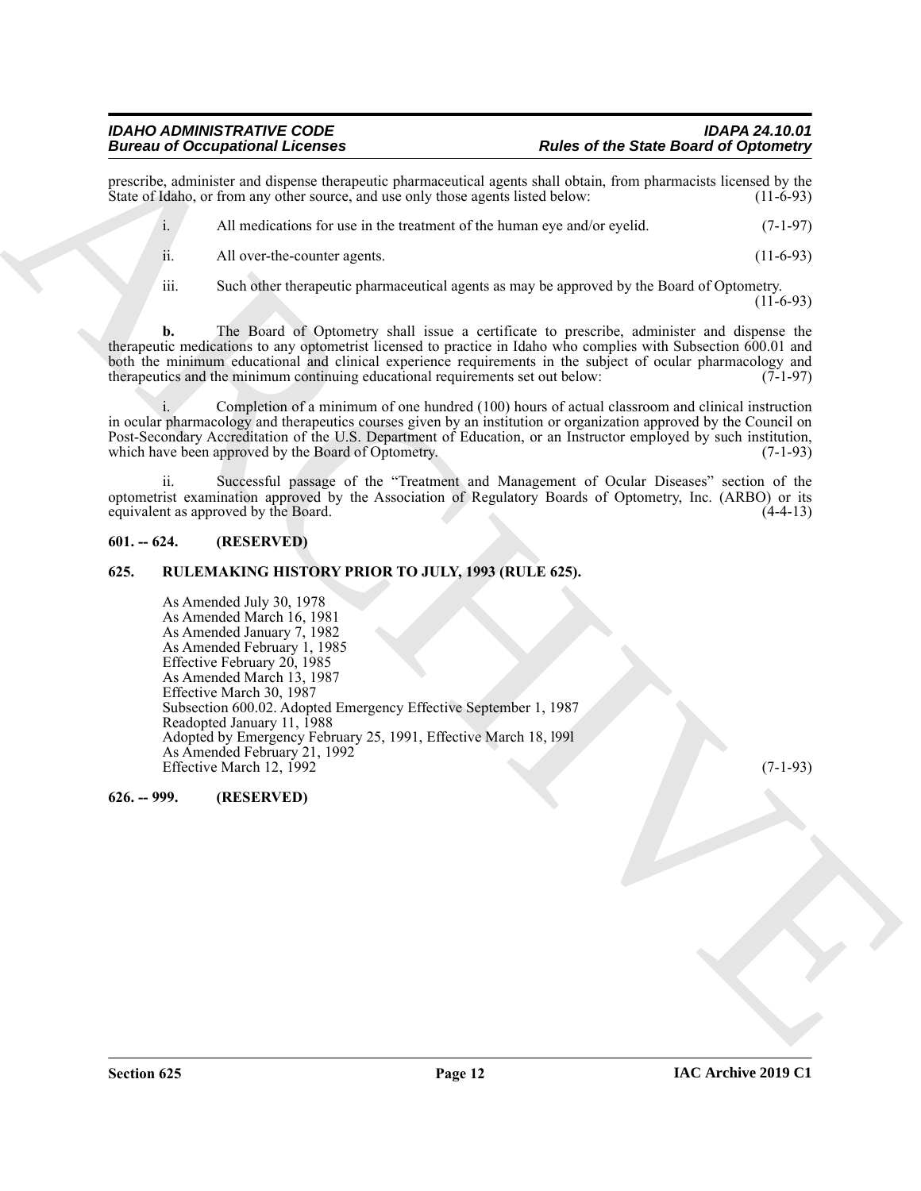prescribe, administer and dispense therapeutic pharmaceutical agents shall obtain, from pharmacists licensed by the State of Idaho, or from any other source, and use only those agents listed below: (11-6-93)

i. All medications for use in the treatment of the human eye and/or eyelid. (7-1-97)

ii. All over-the-counter agents. (11-6-93)

iii. Such other therapeutic pharmaceutical agents as may be approved by the Board of Optometry. (11-6-93)

**b.** The Board of Optometry shall issue a certificate to prescribe, administer and dispense the therapeutic medications to any optometrist licensed to practice in Idaho who complies with Subsection 600.01 and both the minimum educational and clinical experience requirements in the subject of ocular pharmacology and therapeutics and the minimum continuing educational requirements set out below: (7-1-97)

i. Completion of a minimum of one hundred (100) hours of actual classroom and clinical instruction in ocular pharmacology and therapeutics courses given by an institution or organization approved by the Council on Post-Secondary Accreditation of the U.S. Department of Education, or an Instructor employed by such institution, which have been approved by the Board of Optometry. (7-1-93)

ii. Successful passage of the "Treatment and Management of Ocular Diseases" section of the optometrist examination approved by the Association of Regulatory Boards of Optometry, Inc. (ARBO) or its equivalent as approved by the Board. (4-4-13)

**601. -- 624. (RESERVED)**

**625. RULEMAKING HISTORY PRIOR TO JULY, 1993 (RULE 625).**

As Amended July 30, 1978
As Amended March 16, 1981
As Amended January 7, 1982
As Amended February 1, 1985
Effective February 20, 1985
As Amended March 13, 1987
Effective March 30, 1987
Subsection 600.02. Adopted Emergency Effective September 1, 1987
Readopted January 11, 1988
Adopted by Emergency February 25, 1991, Effective March 18, l99l
As Amended February 21, 1992
Effective March 12, 1992 (7-1-93)

**626. -- 999. (RESERVED)**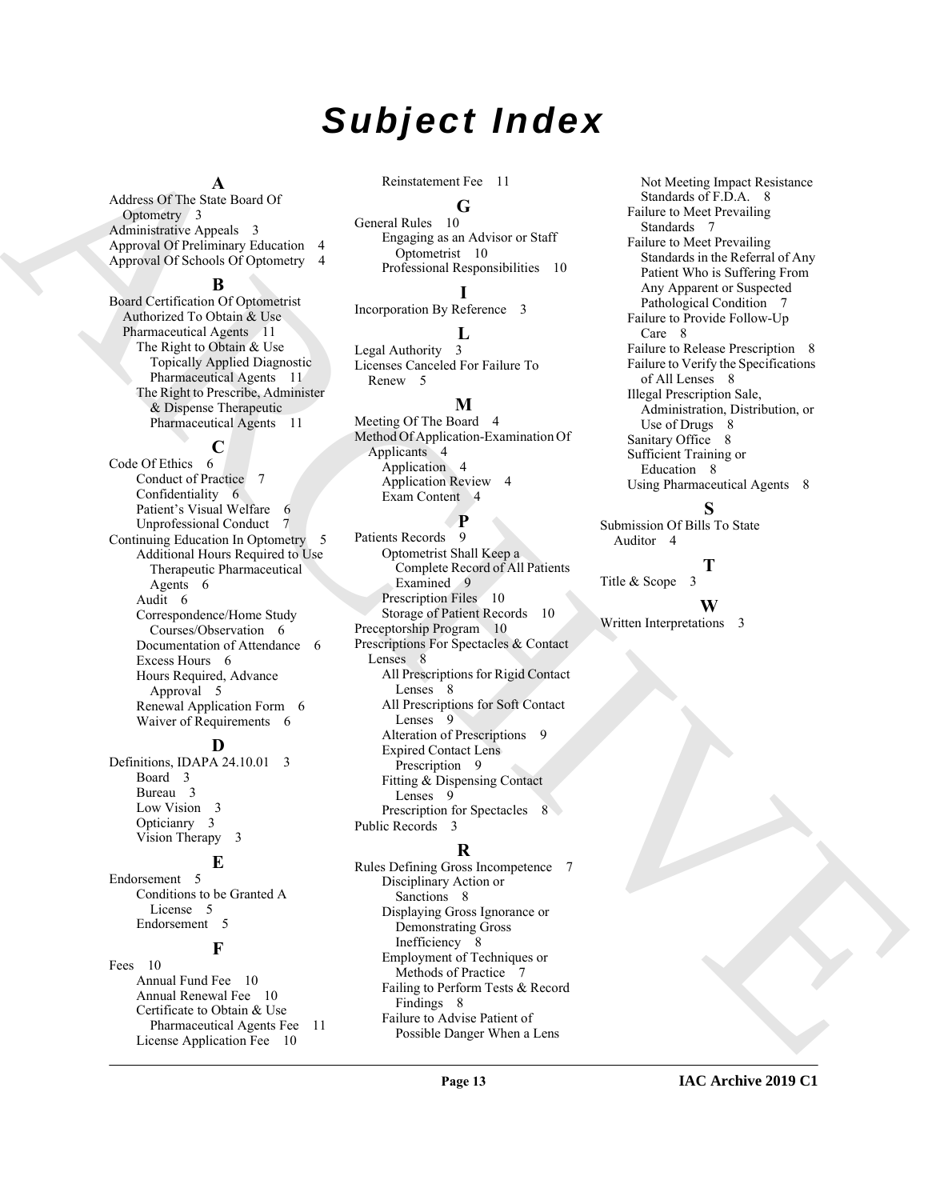# Subject Index

**A**

Address Of The State Board Of Optometry 3
Administrative Appeals 3
Approval Of Preliminary Education 4
Approval Of Schools Of Optometry 4

**B**

Board Certification Of Optometrist Authorized To Obtain & Use Pharmaceutical Agents 11
- The Right to Obtain & Use Topically Applied Diagnostic Pharmaceutical Agents 11
- The Right to Prescribe, Administer & Dispense Therapeutic Pharmaceutical Agents 11

**C**

Code Of Ethics 6
- Conduct of Practice 7
- Confidentiality 6
- Patient's Visual Welfare 6
- Unprofessional Conduct 7

Continuing Education In Optometry 5
- Additional Hours Required to Use Therapeutic Pharmaceutical Agents 6
- Audit 6
- Correspondence/Home Study Courses/Observation 6
- Documentation of Attendance 6
- Excess Hours 6
- Hours Required, Advance Approval 5
- Renewal Application Form 6
- Waiver of Requirements 6

**D**

Definitions, IDAPA 24.10.01 3
- Board 3
- Bureau 3
- Low Vision 3
- Opticianry 3
- Vision Therapy 3

**E**

Endorsement 5
- Conditions to be Granted A License 5
- Endorsement 5

**F**

Fees 10
- Annual Fund Fee 10
- Annual Renewal Fee 10
- Certificate to Obtain & Use Pharmaceutical Agents Fee 11
- License Application Fee 10
- Reinstatement Fee 11

**G**

General Rules 10
- Engaging as an Advisor or Staff Optometrist 10
- Professional Responsibilities 10

**I**

Incorporation By Reference 3

**L**

Legal Authority 3
Licenses Canceled For Failure To Renew 5

**M**

Meeting Of The Board 4
Method Of Application-Examination Of Applicants 4
- Application 4
- Application Review 4
- Exam Content 4

**P**

Patients Records 9
- Optometrist Shall Keep a Complete Record of All Patients Examined 9
- Prescription Files 10
- Storage of Patient Records 10

Preceptorship Program 10
Prescriptions For Spectacles & Contact Lenses 8
- All Prescriptions for Rigid Contact Lenses 8
- All Prescriptions for Soft Contact Lenses 9
- Alteration of Prescriptions 9
- Expired Contact Lens Prescription 9
- Fitting & Dispensing Contact Lenses 9
- Prescription for Spectacles 8

Public Records 3

**R**

Rules Defining Gross Incompetence 7
- Disciplinary Action or Sanctions 8
- Displaying Gross Ignorance or Demonstrating Gross Inefficiency 8
- Employment of Techniques or Methods of Practice 7
- Failing to Perform Tests & Record Findings 8
- Failure to Advise Patient of Possible Danger When a Lens Not Meeting Impact Resistance Standards of F.D.A. 8
- Failure to Meet Prevailing Standards 7
- Failure to Meet Prevailing Standards in the Referral of Any Patient Who is Suffering From Any Apparent or Suspected Pathological Condition 7
- Failure to Provide Follow-Up Care 8
- Failure to Release Prescription 8
- Failure to Verify the Specifications of All Lenses 8
- Illegal Prescription Sale, Administration, Distribution, or Use of Drugs 8
- Sanitary Office 8
- Sufficient Training or Education 8
- Using Pharmaceutical Agents 8

**S**

Submission Of Bills To State Auditor 4

**T**

Title & Scope 3

**W**

Written Interpretations 3